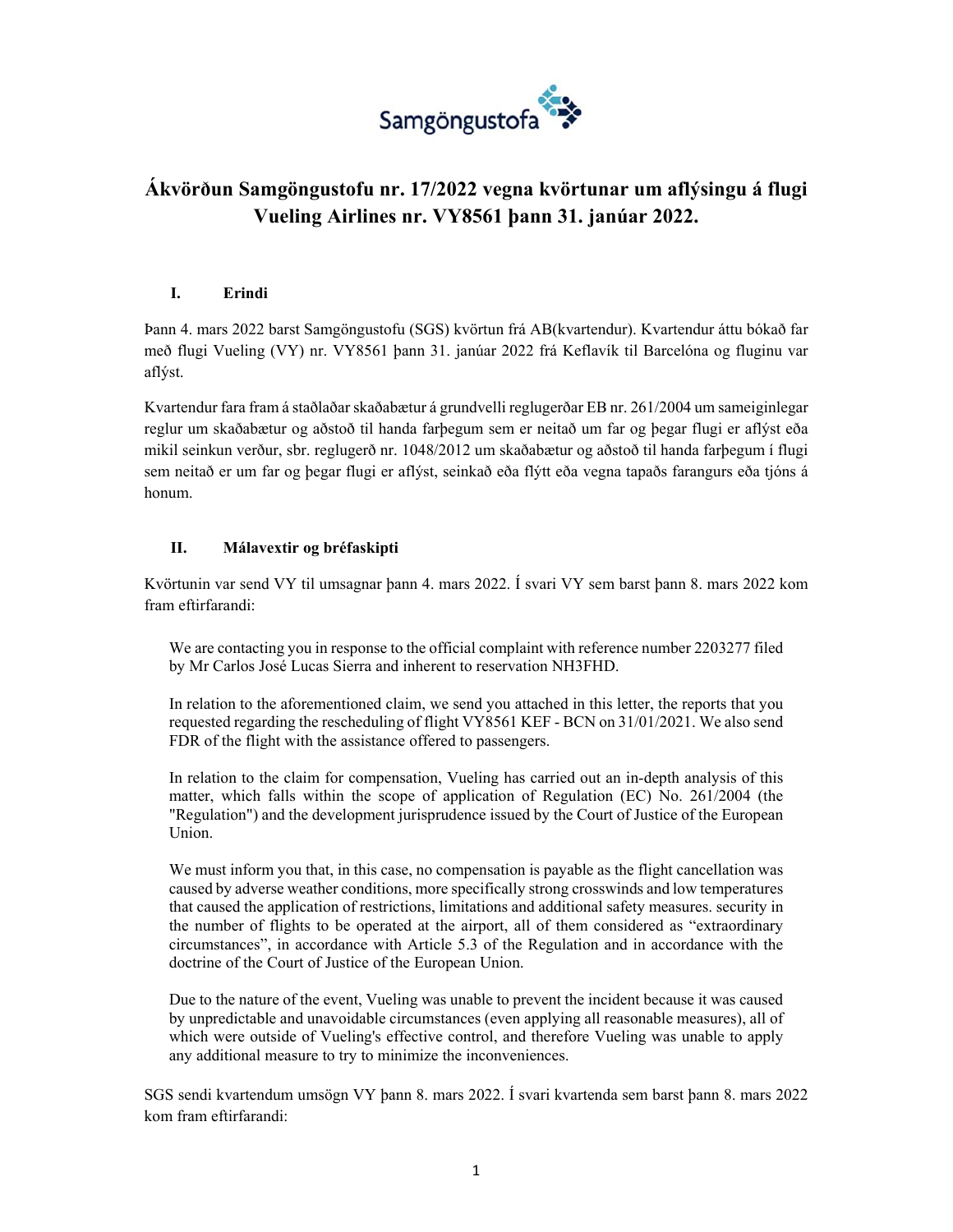Samgöngustofa

# Ákvörðun Samgöngustofu nr. 17/2022 vegna kvörtunar um aflýsingu á flugi Vueling Airlines nr. VY8561 þann 31. janúar 2022.

## I. Erindi

Þann 4. mars 2022 barst Samgöngustofu (SGS) kvörtun frá AB(kvartendur). Kvartendur áttu bókað far með flugi Vueling (VY) nr. VY8561 þann 31. janúar 2022 frá Keflavík til Barcelóna og fluginu var aflýst.

Kvartendur fara fram á staðlaðar skaðabætur á grundvelli reglugerðar EB nr. 261/2004 um sameiginlegar reglur um skaðabætur og aðstoð til handa farþegum sem er neitað um far og þegar flugi er aflýst eða mikil seinkun verður, sbr. reglugerð nr. 1048/2012 um skaðabætur og aðstoð til handa farþegum í flugi sem neitað er um far og þegar flugi er aflýst, seinkað eða flýtt eða vegna tapaðs farangurs eða tjóns á honum.

## II. Málavextir og bréfaskipti

Kvörtunin var send VY til umsagnar þann 4. mars 2022. Í svari VY sem barst þann 8. mars 2022 kom fram eftirfarandi:

> We are contacting you in response to the official complaint with reference number 2203277 filed by Mr Carlos José Lucas Sierra and inherent to reservation NH3FHD.
>
> In relation to the aforementioned claim, we send you attached in this letter, the reports that you requested regarding the rescheduling of flight VY8561 KEF - BCN on 31/01/2021. We also send FDR of the flight with the assistance offered to passengers.
>
> In relation to the claim for compensation, Vueling has carried out an in-depth analysis of this matter, which falls within the scope of application of Regulation (EC) No. 261/2004 (the "Regulation") and the development jurisprudence issued by the Court of Justice of the European Union.
>
> We must inform you that, in this case, no compensation is payable as the flight cancellation was caused by adverse weather conditions, more specifically strong crosswinds and low temperatures that caused the application of restrictions, limitations and additional safety measures. security in the number of flights to be operated at the airport, all of them considered as "extraordinary circumstances", in accordance with Article 5.3 of the Regulation and in accordance with the doctrine of the Court of Justice of the European Union.
>
> Due to the nature of the event, Vueling was unable to prevent the incident because it was caused by unpredictable and unavoidable circumstances (even applying all reasonable measures), all of which were outside of Vueling's effective control, and therefore Vueling was unable to apply any additional measure to try to minimize the inconveniences.

SGS sendi kvartendum umsögn VY þann 8. mars 2022. Í svari kvartenda sem barst þann 8. mars 2022 kom fram eftirfarandi: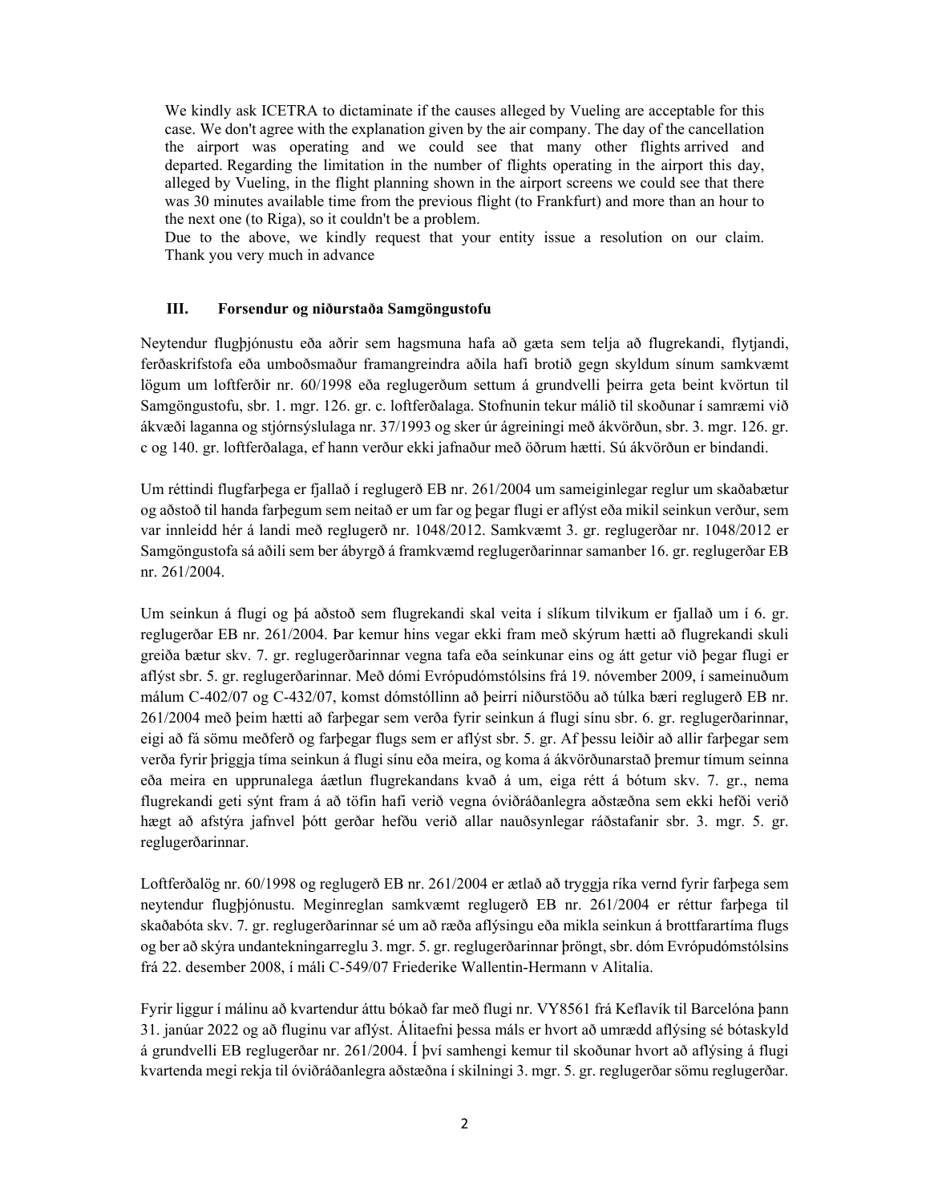> We kindly ask ICETRA to dictaminate if the causes alleged by Vueling are acceptable for this case. We don't agree with the explanation given by the air company. The day of the cancellation the airport was operating and we could see that many other flights arrived and departed. Regarding the limitation in the number of flights operating in the airport this day, alleged by Vueling, in the flight planning shown in the airport screens we could see that there was 30 minutes available time from the previous flight (to Frankfurt) and more than an hour to the next one (to Riga), so it couldn't be a problem.
> Due to the above, we kindly request that your entity issue a resolution on our claim. Thank you very much in advance

### III. Forsendur og niðurstaða Samgöngustofu

Neytendur flugþjónustu eða aðrir sem hagsmuna hafa að gæta sem telja að flugrekandi, flytjandi, ferðaskrifstofa eða umboðsmaður framangreindra aðila hafi brotið gegn skyldum sínum samkvæmt lögum um loftferðir nr. 60/1998 eða reglugerðum settum á grundvelli þeirra geta beint kvörtun til Samgöngustofu, sbr. 1. mgr. 126. gr. c. loftferðalaga. Stofnunin tekur málið til skoðunar í samræmi við ákvæði laganna og stjórnsýslulaga nr. 37/1993 og sker úr ágreiningi með ákvörðun, sbr. 3. mgr. 126. gr. c og 140. gr. loftferðalaga, ef hann verður ekki jafnaður með öðrum hætti. Sú ákvörðun er bindandi.

Um réttindi flugfarþega er fjallað í reglugerð EB nr. 261/2004 um sameiginlegar reglur um skaðabætur og aðstoð til handa farþegum sem neitað er um far og þegar flugi er aflýst eða mikil seinkun verður, sem var innleidd hér á landi með reglugerð nr. 1048/2012. Samkvæmt 3. gr. reglugerðar nr. 1048/2012 er Samgöngustofa sá aðili sem ber ábyrgð á framkvæmd reglugerðarinnar samanber 16. gr. reglugerðar EB nr. 261/2004.

Um seinkun á flugi og þá aðstoð sem flugrekandi skal veita í slíkum tilvikum er fjallað um í 6. gr. reglugerðar EB nr. 261/2004. Þar kemur hins vegar ekki fram með skýrum hætti að flugrekandi skuli greiða bætur skv. 7. gr. reglugerðarinnar vegna tafa eða seinkunar eins og átt getur við þegar flugi er aflýst sbr. 5. gr. reglugerðarinnar. Með dómi Evrópudómstólsins frá 19. nóvember 2009, í sameinuðum málum C-402/07 og C-432/07, komst dómstóllinn að þeirri niðurstöðu að túlka bæri reglugerð EB nr. 261/2004 með þeim hætti að farþegar sem verða fyrir seinkun á flugi sínu sbr. 6. gr. reglugerðarinnar, eigi að fá sömu meðferð og farþegar flugs sem er aflýst sbr. 5. gr. Af þessu leiðir að allir farþegar sem verða fyrir þriggja tíma seinkun á flugi sínu eða meira, og koma á ákvörðunarstað þremur tímum seinna eða meira en upprunalega áætlun flugrekandans kvað á um, eiga rétt á bótum skv. 7. gr., nema flugrekandi geti sýnt fram á að töfin hafi verið vegna óviðráðanlegra aðstæðna sem ekki hefði verið hægt að afstýra jafnvel þótt gerðar hefðu verið allar nauðsynlegar ráðstafanir sbr. 3. mgr. 5. gr. reglugerðarinnar.

Loftferðalög nr. 60/1998 og reglugerð EB nr. 261/2004 er ætlað að tryggja ríka vernd fyrir farþega sem neytendur flugþjónustu. Meginreglan samkvæmt reglugerð EB nr. 261/2004 er réttur farþega til skaðabóta skv. 7. gr. reglugerðarinnar sé um að ræða aflýsingu eða mikla seinkun á brottfarartíma flugs og ber að skýra undantekningarreglu 3. mgr. 5. gr. reglugerðarinnar þröngt, sbr. dóm Evrópudómstólsins frá 22. desember 2008, í máli C-549/07 Friederike Wallentin-Hermann v Alitalia.

Fyrir liggur í málinu að kvartendur áttu bókað far með flugi nr. VY8561 frá Keflavík til Barcelóna þann 31. janúar 2022 og að fluginu var aflýst. Álitaefni þessa máls er hvort að umrædd aflýsing sé bótaskyld á grundvelli EB reglugerðar nr. 261/2004. Í því samhengi kemur til skoðunar hvort að aflýsing á flugi kvartenda megi rekja til óviðráðanlegra aðstæðna í skilningi 3. mgr. 5. gr. reglugerðar sömu reglugerðar.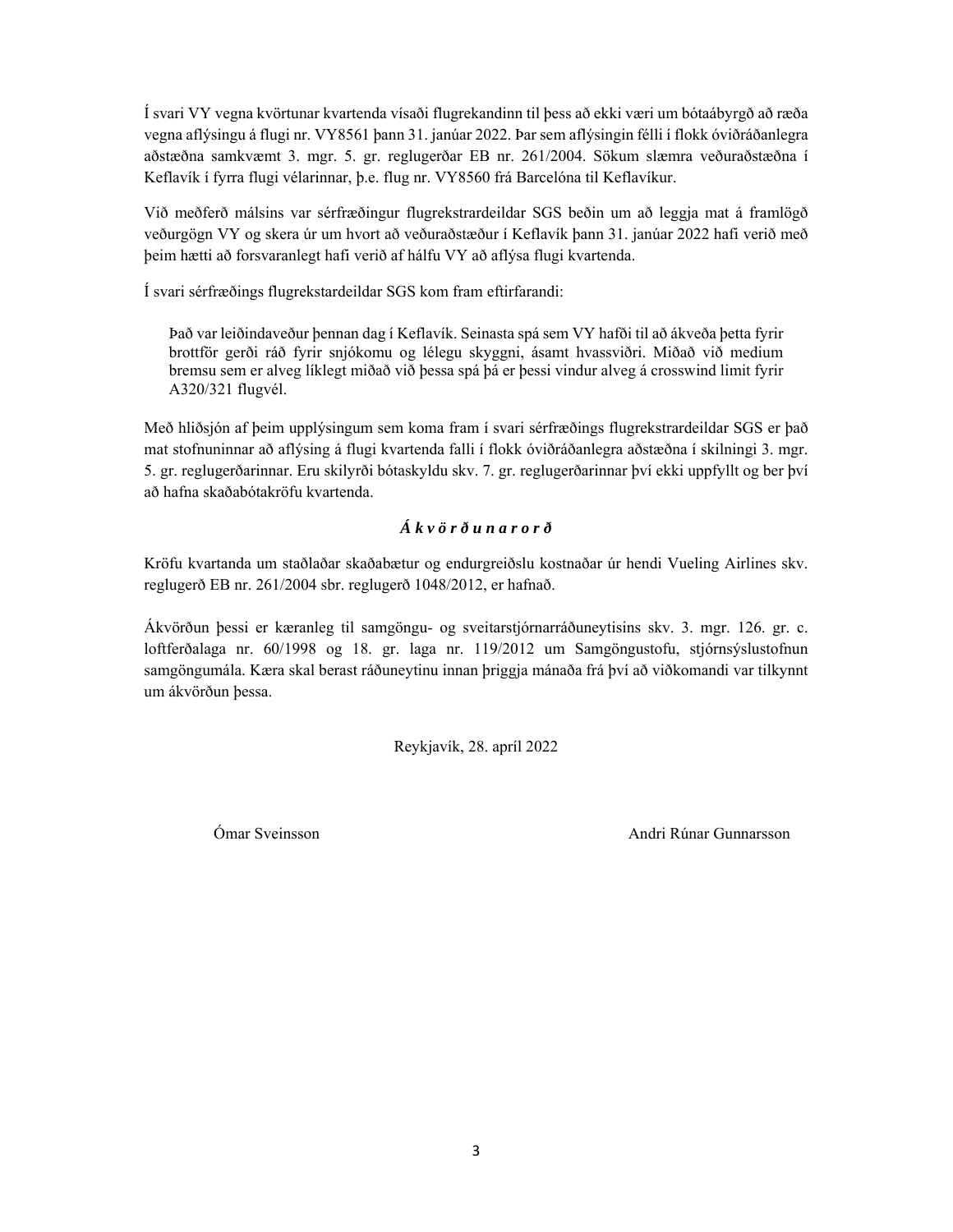Í svari VY vegna kvörtunar kvartenda vísaði flugrekandinn til þess að ekki væri um bótaábyrgð að ræða vegna aflýsingu á flugi nr. VY8561 þann 31. janúar 2022. Þar sem aflýsingin félli í flokk óviðráðanlegra aðstæðna samkvæmt 3. mgr. 5. gr. reglugerðar EB nr. 261/2004. Sökum slæmra veðuraðstæðna í Keflavík í fyrra flugi vélarinnar, þ.e. flug nr. VY8560 frá Barcelóna til Keflavíkur.

Við meðferð málsins var sérfræðingur flugrekstrardeildar SGS beðin um að leggja mat á framlögð veðurgögn VY og skera úr um hvort að veðuraðstæður í Keflavík þann 31. janúar 2022 hafi verið með þeim hætti að forsvaranlegt hafi verið af hálfu VY að aflýsa flugi kvartenda.

Í svari sérfræðings flugrekstardeildar SGS kom fram eftirfarandi:

> Það var leiðindaveður þennan dag í Keflavík. Seinasta spá sem VY hafði til að ákveða þetta fyrir brottför gerði ráð fyrir snjókomu og lélegu skyggni, ásamt hvassviðri. Miðað við medium bremsu sem er alveg líklegt miðað við þessa spá þá er þessi vindur alveg á crosswind limit fyrir A320/321 flugvél.

Með hliðsjón af þeim upplýsingum sem koma fram í svari sérfræðings flugrekstrardeildar SGS er það mat stofnuninnar að aflýsing á flugi kvartenda falli í flokk óviðráðanlegra aðstæðna í skilningi 3. mgr. 5. gr. reglugerðarinnar. Eru skilyrði bótaskyldu skv. 7. gr. reglugerðarinnar því ekki uppfyllt og ber því að hafna skaðabótakröfu kvartenda.

## ***Á k v ö r ð u n a r o r ð***

Kröfu kvartanda um staðlaðar skaðabætur og endurgreiðslu kostnaðar úr hendi Vueling Airlines skv. reglugerð EB nr. 261/2004 sbr. reglugerð 1048/2012, er hafnað.

Ákvörðun þessi er kæranleg til samgöngu- og sveitarstjórnarráðuneytisins skv. 3. mgr. 126. gr. c. loftferðalaga nr. 60/1998 og 18. gr. laga nr. 119/2012 um Samgöngustofu, stjórnsýslustofnun samgöngumála. Kæra skal berast ráðuneytinu innan þriggja mánaða frá því að viðkomandi var tilkynnt um ákvörðun þessa.

Reykjavík, 28. apríl 2022

Ómar Sveinsson                                                  Andri Rúnar Gunnarsson